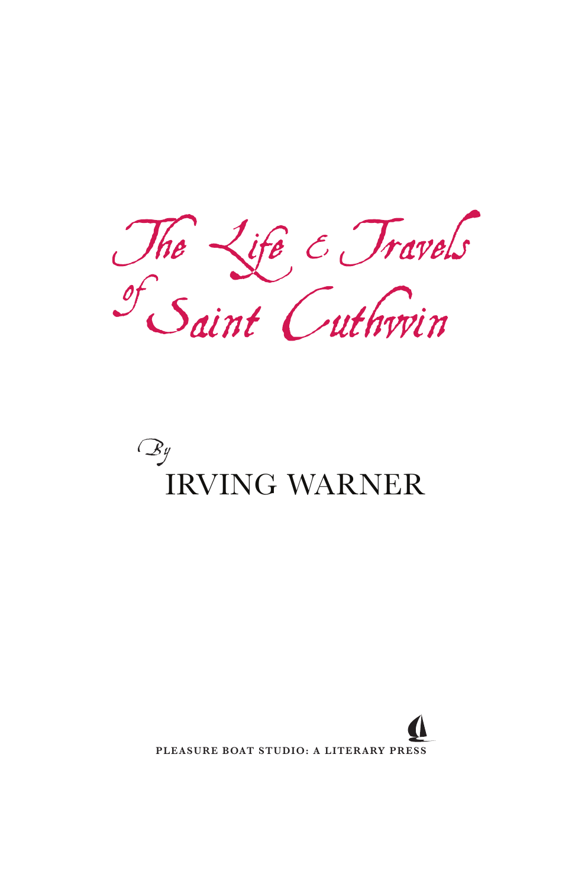# The Life & Travels of Saint Cuthwin

*By*

IRVING WARNER

PLEASURE BOAT STUDIO: A LITERARY PRESS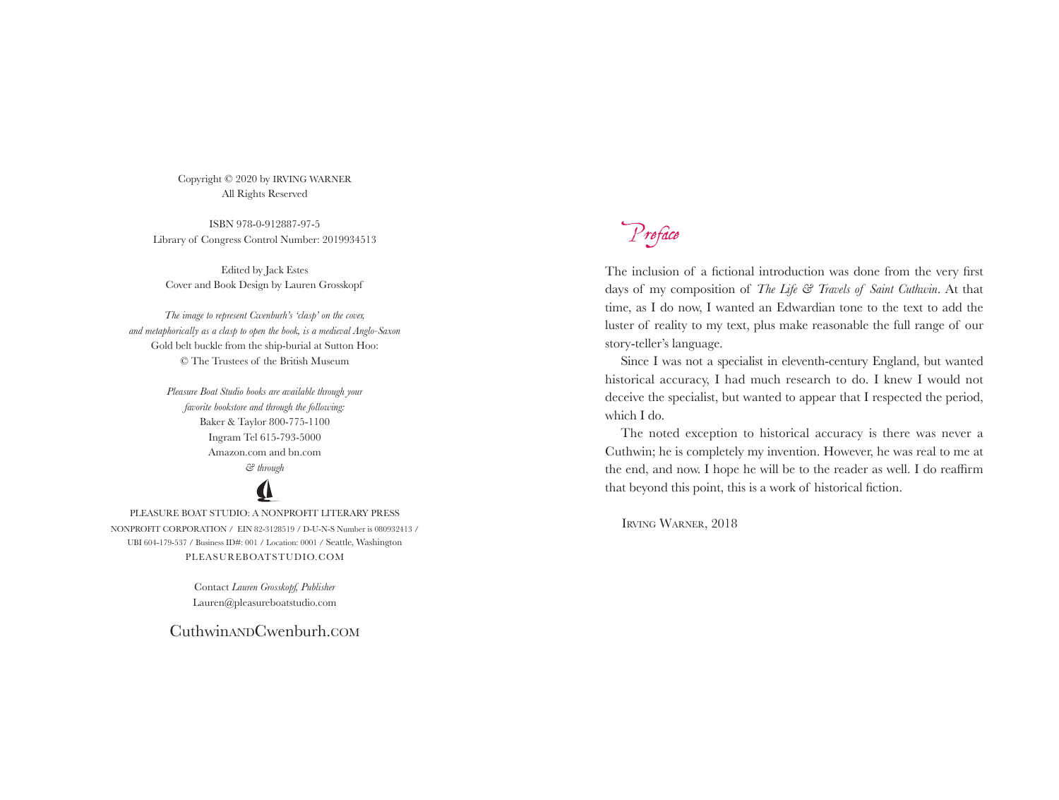Copyright © 2020 by IRVING WARNER
All Rights Reserved

ISBN 978-0-912887-97-5
Library of Congress Control Number: 2019934513

Edited by Jack Estes
Cover and Book Design by Lauren Grosskopf

*The image to represent Cwenburh's 'clasp' on the cover, and metaphorically as a clasp to open the book, is a medieval Anglo-Saxon* Gold belt buckle from the ship-burial at Sutton Hoo:
© The Trustees of the British Museum

*Pleasure Boat Studio books are available through your favorite bookstore and through the following:*
Baker & Taylor 800-775-1100
Ingram Tel 615-793-5000
Amazon.com and bn.com
*& through*

PLEASURE BOAT STUDIO: A NONPROFIT LITERARY PRESS
NONPROFIT CORPORATION / EIN 82-3128519 / D-U-N-S Number is 080932413 / UBI 604-179-537 / Business ID#: 001 / Location: 0001 / Seattle, Washington
PLEASUREBOATSTUDIO.COM

Contact *Lauren Grosskopf, Publisher*
Lauren@pleasureboatstudio.com

CuthwinandCwenburh.com

# Preface

The inclusion of a fictional introduction was done from the very first days of my composition of *The Life & Travels of Saint Cuthwin*. At that time, as I do now, I wanted an Edwardian tone to the text to add the luster of reality to my text, plus make reasonable the full range of our story-teller's language.

Since I was not a specialist in eleventh-century England, but wanted historical accuracy, I had much research to do. I knew I would not deceive the specialist, but wanted to appear that I respected the period, which I do.

The noted exception to historical accuracy is there was never a Cuthwin; he is completely my invention. However, he was real to me at the end, and now. I hope he will be to the reader as well. I do reaffirm that beyond this point, this is a work of historical fiction.

Irving Warner, 2018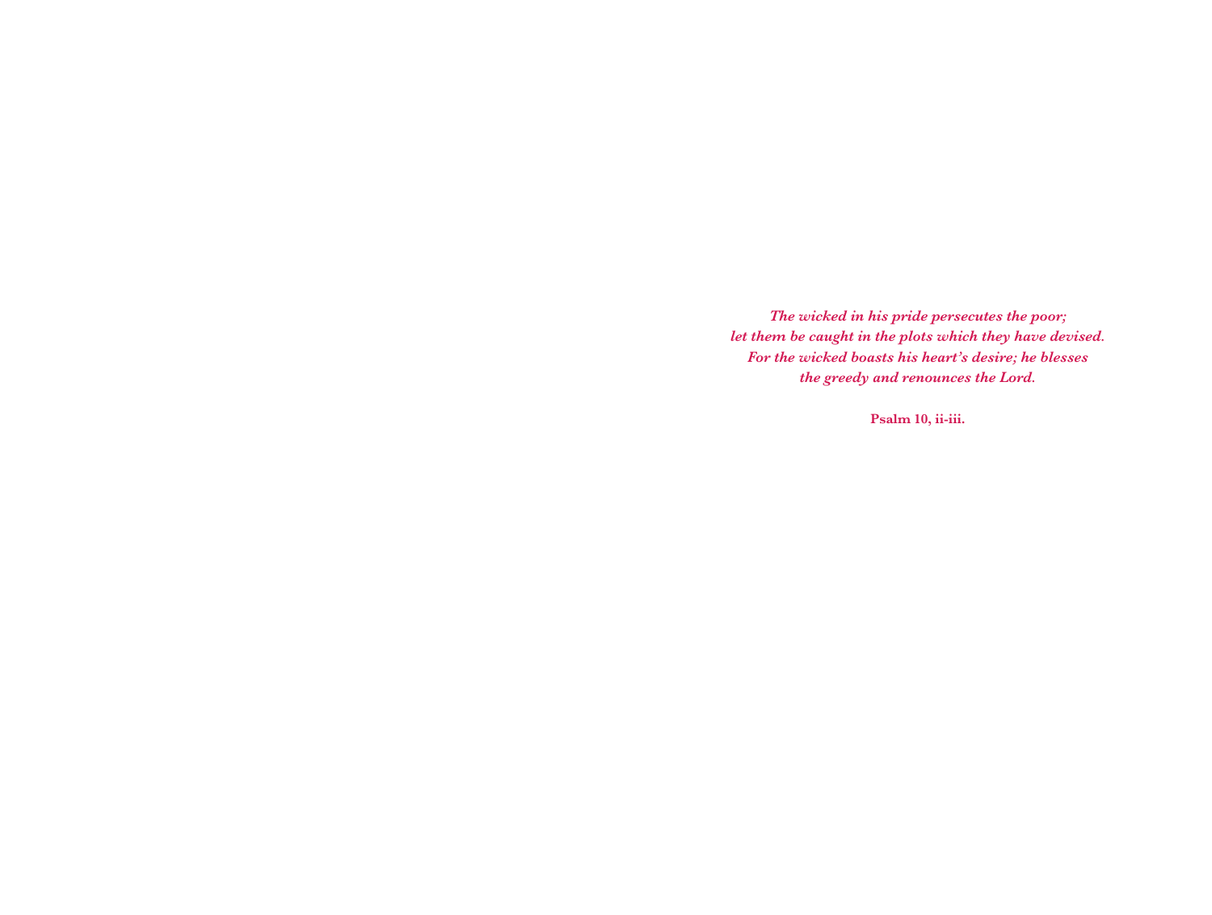*The wicked in his pride persecutes the poor;*
*let them be caught in the plots which they have devised.*
*For the wicked boasts his heart's desire; he blesses*
*the greedy and renounces the Lord.*

**Psalm 10, ii-iii.**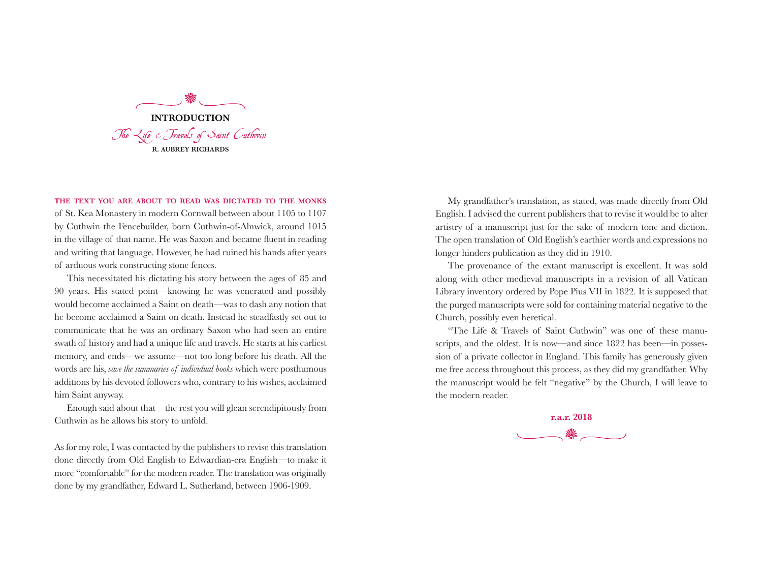# INTRODUCTION

*The Life & Travels of Saint Cuthwin*

**R. AUBREY RICHARDS**

**THE TEXT YOU ARE ABOUT TO READ WAS DICTATED TO THE MONKS** of St. Kea Monastery in modern Cornwall between about 1105 to 1107 by Cuthwin the Fencebuilder, born Cuthwin-of-Alnwick, around 1015 in the village of that name. He was Saxon and became fluent in reading and writing that language. However, he had ruined his hands after years of arduous work constructing stone fences.

This necessitated his dictating his story between the ages of 85 and 90 years. His stated point—knowing he was venerated and possibly would become acclaimed a Saint on death—was to dash any notion that he become acclaimed a Saint on death. Instead he steadfastly set out to communicate that he was an ordinary Saxon who had seen an entire swath of history and had a unique life and travels. He starts at his earliest memory, and ends—we assume—not too long before his death. All the words are his, *save the summaries of individual books* which were posthumous additions by his devoted followers who, contrary to his wishes, acclaimed him Saint anyway.

Enough said about that—the rest you will glean serendipitously from Cuthwin as he allows his story to unfold.

As for my role, I was contacted by the publishers to revise this translation done directly from Old English to Edwardian-era English—to make it more "comfortable" for the modern reader. The translation was originally done by my grandfather, Edward L. Sutherland, between 1906-1909.

My grandfather's translation, as stated, was made directly from Old English. I advised the current publishers that to revise it would be to alter artistry of a manuscript just for the sake of modern tone and diction. The open translation of Old English's earthier words and expressions no longer hinders publication as they did in 1910.

The provenance of the extant manuscript is excellent. It was sold along with other medieval manuscripts in a revision of all Vatican Library inventory ordered by Pope Pius VII in 1822. It is supposed that the purged manuscripts were sold for containing material negative to the Church, possibly even heretical.

"The Life & Travels of Saint Cuthwin" was one of these manuscripts, and the oldest. It is now—and since 1822 has been—in possession of a private collector in England. This family has generously given me free access throughout this process, as they did my grandfather. Why the manuscript would be felt "negative" by the Church, I will leave to the modern reader.

**r.a.r. 2018**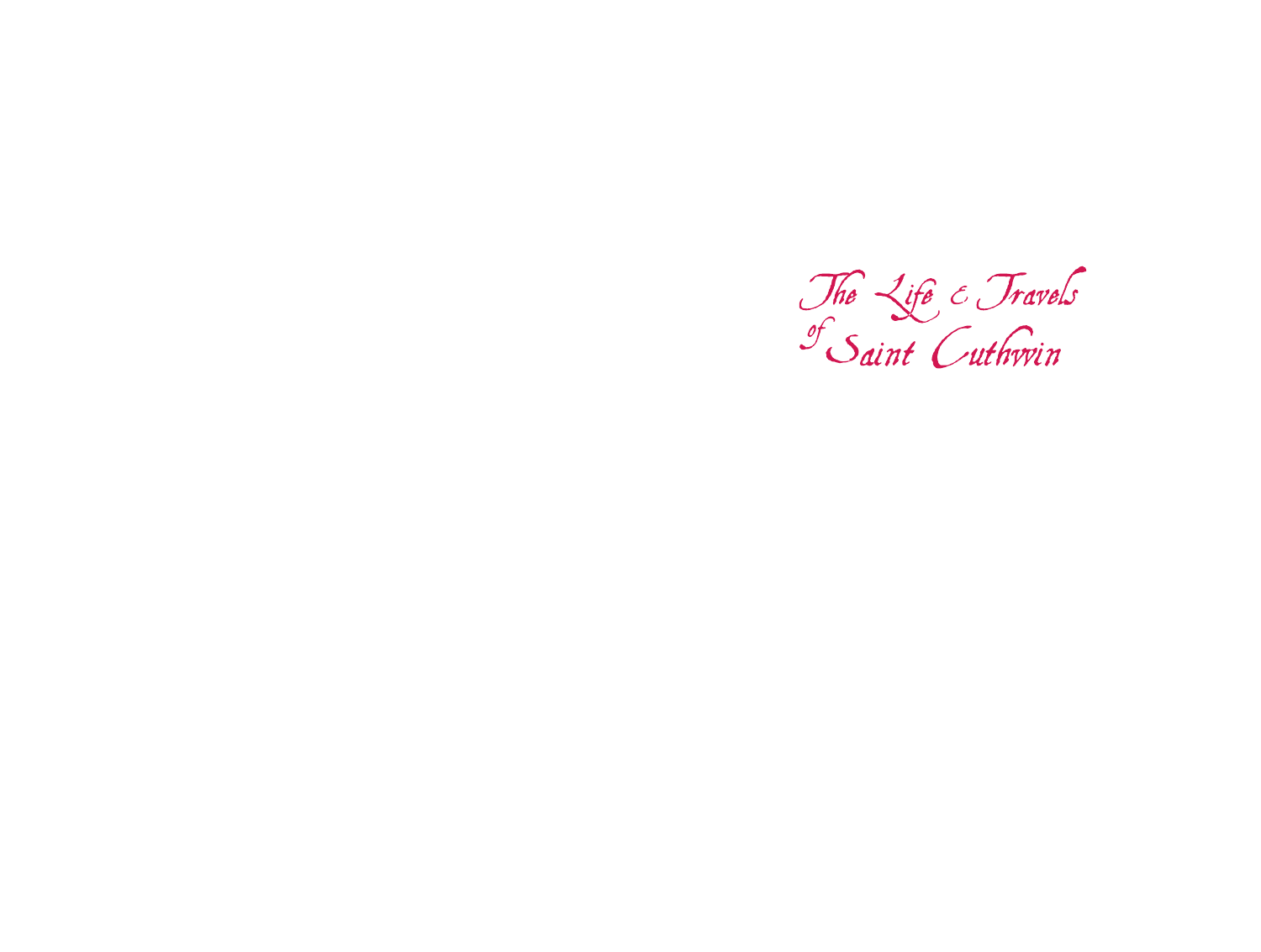# The Life & Travels of Saint Cuthwin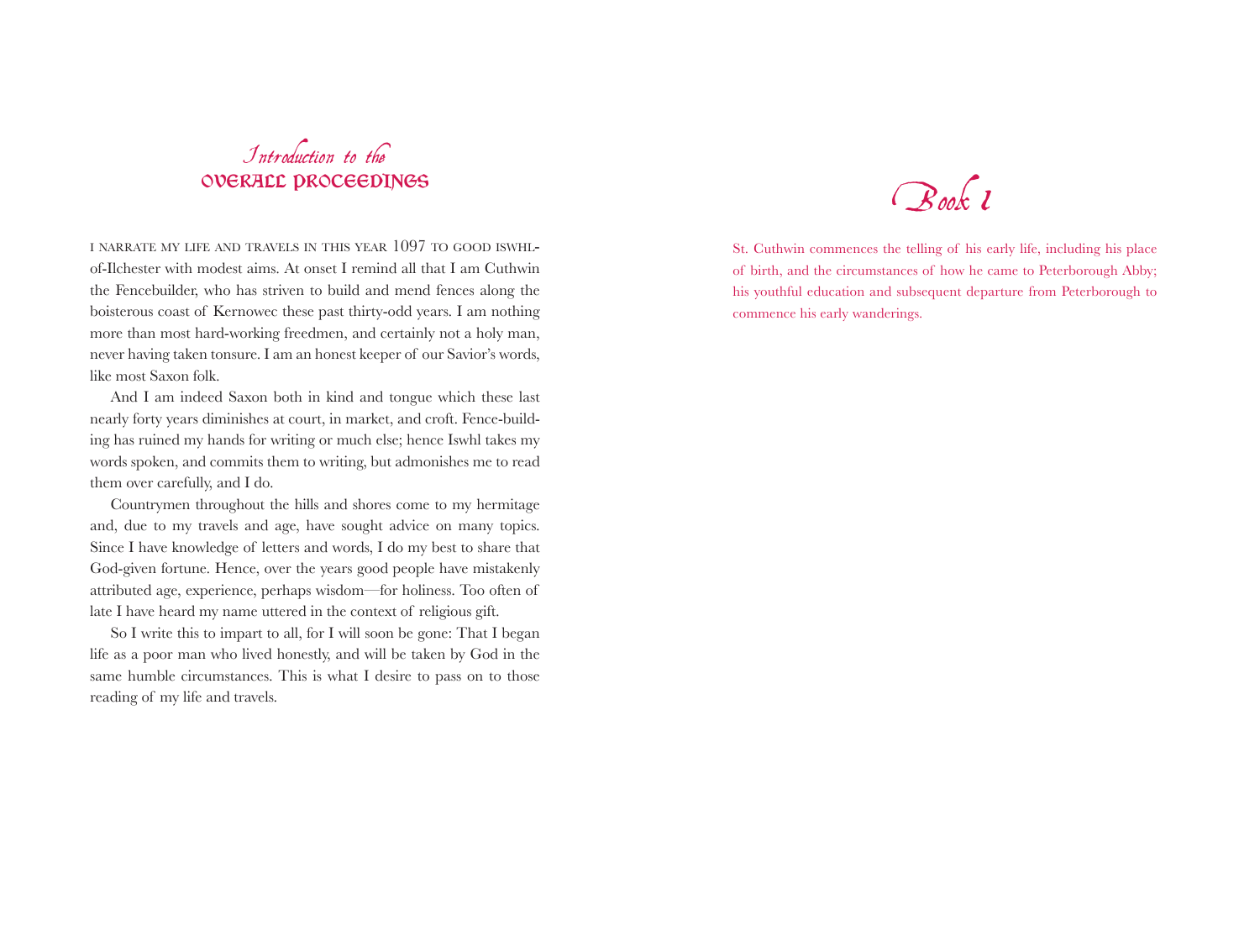## *Introduction to the* OVERALL PROCEEDINGS

I NARRATE MY LIFE AND TRAVELS IN THIS YEAR 1097 TO GOOD ISWHL-of-Ilchester with modest aims. At onset I remind all that I am Cuthwin the Fencebuilder, who has striven to build and mend fences along the boisterous coast of Kernowec these past thirty-odd years. I am nothing more than most hard-working freedmen, and certainly not a holy man, never having taken tonsure. I am an honest keeper of our Savior's words, like most Saxon folk.

And I am indeed Saxon both in kind and tongue which these last nearly forty years diminishes at court, in market, and croft. Fence-building has ruined my hands for writing or much else; hence Iswhl takes my words spoken, and commits them to writing, but admonishes me to read them over carefully, and I do.

Countrymen throughout the hills and shores come to my hermitage and, due to my travels and age, have sought advice on many topics. Since I have knowledge of letters and words, I do my best to share that God-given fortune. Hence, over the years good people have mistakenly attributed age, experience, perhaps wisdom—for holiness. Too often of late I have heard my name uttered in the context of religious gift.

So I write this to impart to all, for I will soon be gone: That I began life as a poor man who lived honestly, and will be taken by God in the same humble circumstances. This is what I desire to pass on to those reading of my life and travels.

# *Book 1*

St. Cuthwin commences the telling of his early life, including his place of birth, and the circumstances of how he came to Peterborough Abby; his youthful education and subsequent departure from Peterborough to commence his early wanderings.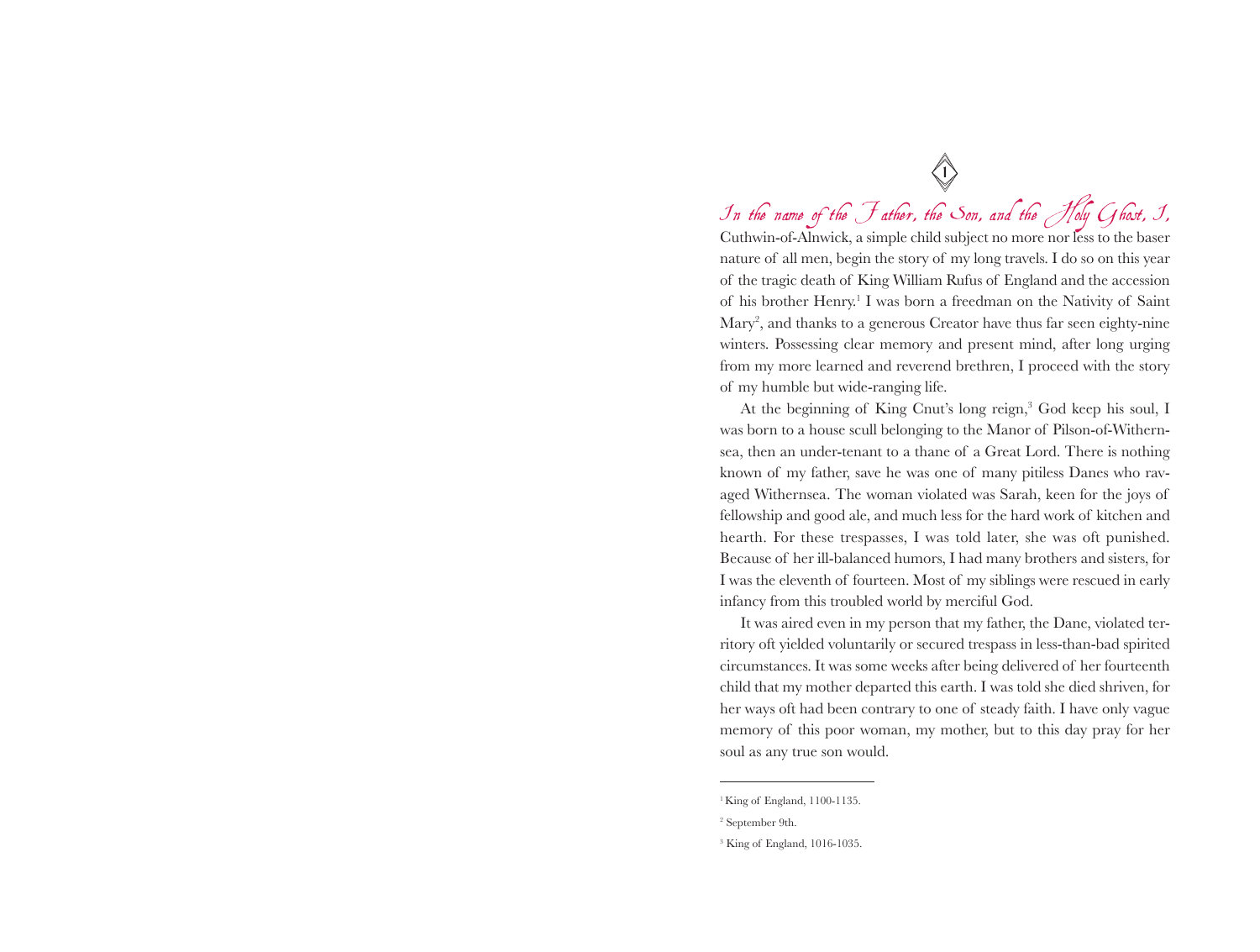# I

*In the name of the Father, the Son, and the Holy Ghost, I,* Cuthwin-of-Alnwick, a simple child subject no more nor less to the baser nature of all men, begin the story of my long travels. I do so on this year of the tragic death of King William Rufus of England and the accession of his brother Henry.[1] I was born a freedman on the Nativity of Saint Mary[2], and thanks to a generous Creator have thus far seen eighty-nine winters. Possessing clear memory and present mind, after long urging from my more learned and reverend brethren, I proceed with the story of my humble but wide-ranging life.

At the beginning of King Cnut's long reign,[3] God keep his soul, I was born to a house scull belonging to the Manor of Pilson-of-Withernsea, then an under-tenant to a thane of a Great Lord. There is nothing known of my father, save he was one of many pitiless Danes who ravaged Withernsea. The woman violated was Sarah, keen for the joys of fellowship and good ale, and much less for the hard work of kitchen and hearth. For these trespasses, I was told later, she was oft punished. Because of her ill-balanced humors, I had many brothers and sisters, for I was the eleventh of fourteen. Most of my siblings were rescued in early infancy from this troubled world by merciful God.

It was aired even in my person that my father, the Dane, violated territory oft yielded voluntarily or secured trespass in less-than-bad spirited circumstances. It was some weeks after being delivered of her fourteenth child that my mother departed this earth. I was told she died shriven, for her ways oft had been contrary to one of steady faith. I have only vague memory of this poor woman, my mother, but to this day pray for her soul as any true son would.

---

[1] King of England, 1100-1135.

[2] September 9th.

[3] King of England, 1016-1035.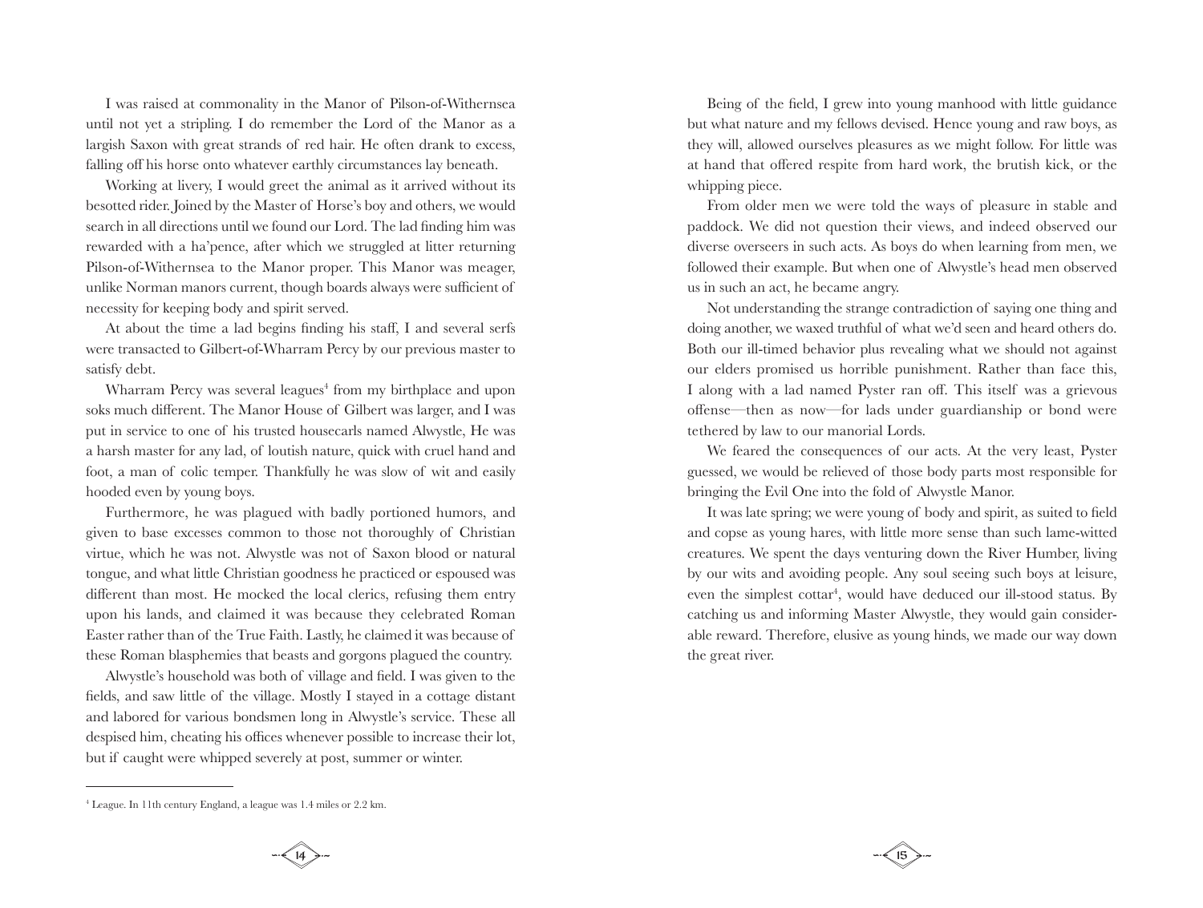I was raised at commonality in the Manor of Pilson-of-Withernsea until not yet a stripling. I do remember the Lord of the Manor as a largish Saxon with great strands of red hair. He often drank to excess, falling off his horse onto whatever earthly circumstances lay beneath.

Working at livery, I would greet the animal as it arrived without its besotted rider. Joined by the Master of Horse's boy and others, we would search in all directions until we found our Lord. The lad finding him was rewarded with a ha'pence, after which we struggled at litter returning Pilson-of-Withernsea to the Manor proper. This Manor was meager, unlike Norman manors current, though boards always were sufficient of necessity for keeping body and spirit served.

At about the time a lad begins finding his staff, I and several serfs were transacted to Gilbert-of-Wharram Percy by our previous master to satisfy debt.

Wharram Percy was several leagues[4] from my birthplace and upon soks much different. The Manor House of Gilbert was larger, and I was put in service to one of his trusted housecarls named Alwystle, He was a harsh master for any lad, of loutish nature, quick with cruel hand and foot, a man of colic temper. Thankfully he was slow of wit and easily hooded even by young boys.

Furthermore, he was plagued with badly portioned humors, and given to base excesses common to those not thoroughly of Christian virtue, which he was not. Alwystle was not of Saxon blood or natural tongue, and what little Christian goodness he practiced or espoused was different than most. He mocked the local clerics, refusing them entry upon his lands, and claimed it was because they celebrated Roman Easter rather than of the True Faith. Lastly, he claimed it was because of these Roman blasphemies that beasts and gorgons plagued the country.

Alwystle's household was both of village and field. I was given to the fields, and saw little of the village. Mostly I stayed in a cottage distant and labored for various bondsmen long in Alwystle's service. These all despised him, cheating his offices whenever possible to increase their lot, but if caught were whipped severely at post, summer or winter.

[4] League. In 11th century England, a league was 1.4 miles or 2.2 km.

Being of the field, I grew into young manhood with little guidance but what nature and my fellows devised. Hence young and raw boys, as they will, allowed ourselves pleasures as we might follow. For little was at hand that offered respite from hard work, the brutish kick, or the whipping piece.

From older men we were told the ways of pleasure in stable and paddock. We did not question their views, and indeed observed our diverse overseers in such acts. As boys do when learning from men, we followed their example. But when one of Alwystle's head men observed us in such an act, he became angry.

Not understanding the strange contradiction of saying one thing and doing another, we waxed truthful of what we'd seen and heard others do. Both our ill-timed behavior plus revealing what we should not against our elders promised us horrible punishment. Rather than face this, I along with a lad named Pyster ran off. This itself was a grievous offense—then as now—for lads under guardianship or bond were tethered by law to our manorial Lords.

We feared the consequences of our acts. At the very least, Pyster guessed, we would be relieved of those body parts most responsible for bringing the Evil One into the fold of Alwystle Manor.

It was late spring; we were young of body and spirit, as suited to field and copse as young hares, with little more sense than such lame-witted creatures. We spent the days venturing down the River Humber, living by our wits and avoiding people. Any soul seeing such boys at leisure, even the simplest cottar[4], would have deduced our ill-stood status. By catching us and informing Master Alwystle, they would gain considerable reward. Therefore, elusive as young hinds, we made our way down the great river.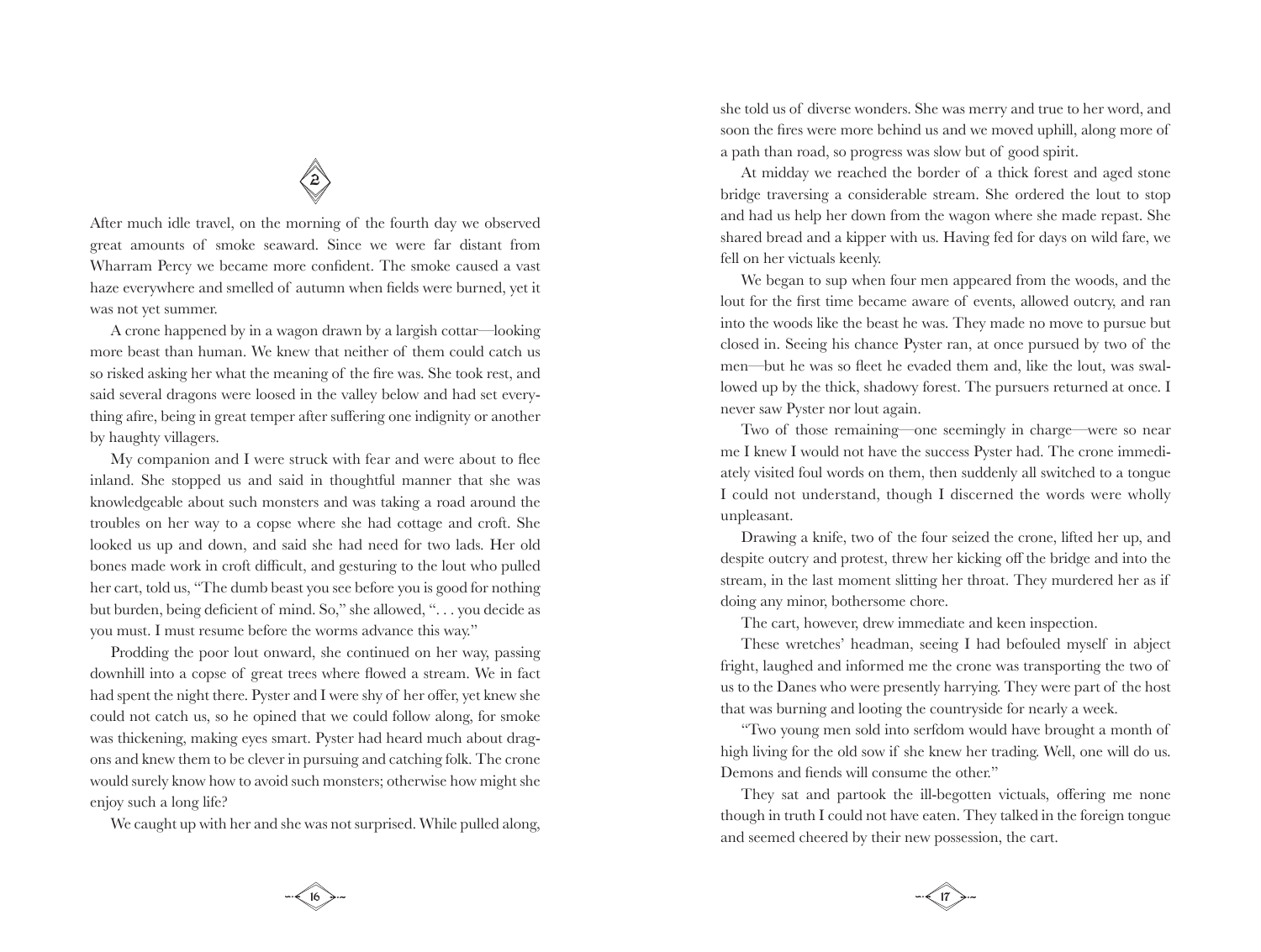## 2

After much idle travel, on the morning of the fourth day we observed great amounts of smoke seaward. Since we were far distant from Wharram Percy we became more confident. The smoke caused a vast haze everywhere and smelled of autumn when fields were burned, yet it was not yet summer.

A crone happened by in a wagon drawn by a largish cottar—looking more beast than human. We knew that neither of them could catch us so risked asking her what the meaning of the fire was. She took rest, and said several dragons were loosed in the valley below and had set everything afire, being in great temper after suffering one indignity or another by haughty villagers.

My companion and I were struck with fear and were about to flee inland. She stopped us and said in thoughtful manner that she was knowledgeable about such monsters and was taking a road around the troubles on her way to a copse where she had cottage and croft. She looked us up and down, and said she had need for two lads. Her old bones made work in croft difficult, and gesturing to the lout who pulled her cart, told us, "The dumb beast you see before you is good for nothing but burden, being deficient of mind. So," she allowed, ". . . you decide as you must. I must resume before the worms advance this way."

Prodding the poor lout onward, she continued on her way, passing downhill into a copse of great trees where flowed a stream. We in fact had spent the night there. Pyster and I were shy of her offer, yet knew she could not catch us, so he opined that we could follow along, for smoke was thickening, making eyes smart. Pyster had heard much about dragons and knew them to be clever in pursuing and catching folk. The crone would surely know how to avoid such monsters; otherwise how might she enjoy such a long life?

We caught up with her and she was not surprised. While pulled along, she told us of diverse wonders. She was merry and true to her word, and soon the fires were more behind us and we moved uphill, along more of a path than road, so progress was slow but of good spirit.

At midday we reached the border of a thick forest and aged stone bridge traversing a considerable stream. She ordered the lout to stop and had us help her down from the wagon where she made repast. She shared bread and a kipper with us. Having fed for days on wild fare, we fell on her victuals keenly.

We began to sup when four men appeared from the woods, and the lout for the first time became aware of events, allowed outcry, and ran into the woods like the beast he was. They made no move to pursue but closed in. Seeing his chance Pyster ran, at once pursued by two of the men—but he was so fleet he evaded them and, like the lout, was swallowed up by the thick, shadowy forest. The pursuers returned at once. I never saw Pyster nor lout again.

Two of those remaining—one seemingly in charge—were so near me I knew I would not have the success Pyster had. The crone immediately visited foul words on them, then suddenly all switched to a tongue I could not understand, though I discerned the words were wholly unpleasant.

Drawing a knife, two of the four seized the crone, lifted her up, and despite outcry and protest, threw her kicking off the bridge and into the stream, in the last moment slitting her throat. They murdered her as if doing any minor, bothersome chore.

The cart, however, drew immediate and keen inspection.

These wretches' headman, seeing I had befouled myself in abject fright, laughed and informed me the crone was transporting the two of us to the Danes who were presently harrying. They were part of the host that was burning and looting the countryside for nearly a week.

"Two young men sold into serfdom would have brought a month of high living for the old sow if she knew her trading. Well, one will do us. Demons and fiends will consume the other."

They sat and partook the ill-begotten victuals, offering me none though in truth I could not have eaten. They talked in the foreign tongue and seemed cheered by their new possession, the cart.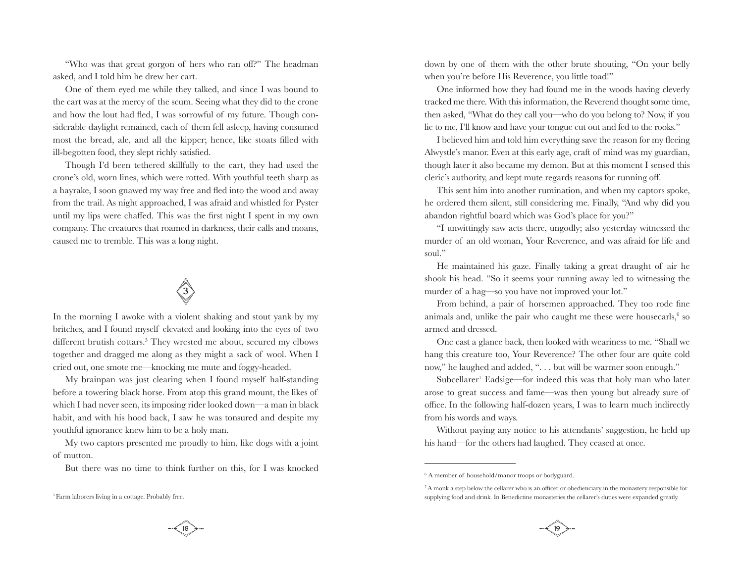"Who was that great gorgon of hers who ran off?" The headman asked, and I told him he drew her cart.

One of them eyed me while they talked, and since I was bound to the cart was at the mercy of the scum. Seeing what they did to the crone and how the lout had fled, I was sorrowful of my future. Though considerable daylight remained, each of them fell asleep, having consumed most the bread, ale, and all the kipper; hence, like stoats filled with ill-begotten food, they slept richly satisfied.

Though I'd been tethered skillfully to the cart, they had used the crone's old, worn lines, which were rotted. With youthful teeth sharp as a hayrake, I soon gnawed my way free and fled into the wood and away from the trail. As night approached, I was afraid and whistled for Pyster until my lips were chaffed. This was the first night I spent in my own company. The creatures that roamed in darkness, their calls and moans, caused me to tremble. This was a long night.

## 3

In the morning I awoke with a violent shaking and stout yank by my britches, and I found myself elevated and looking into the eyes of two different brutish cottars.[5] They wrested me about, secured my elbows together and dragged me along as they might a sack of wool. When I cried out, one smote me—knocking me mute and foggy-headed.

My brainpan was just clearing when I found myself half-standing before a towering black horse. From atop this grand mount, the likes of which I had never seen, its imposing rider looked down—a man in black habit, and with his hood back, I saw he was tonsured and despite my youthful ignorance knew him to be a holy man.

My two captors presented me proudly to him, like dogs with a joint of mutton.

But there was no time to think further on this, for I was knocked down by one of them with the other brute shouting, "On your belly when you're before His Reverence, you little toad!"

One informed how they had found me in the woods having cleverly tracked me there. With this information, the Reverend thought some time, then asked, "What do they call you—who do you belong to? Now, if you lie to me, I'll know and have your tongue cut out and fed to the rooks."

I believed him and told him everything save the reason for my fleeing Alwystle's manor. Even at this early age, craft of mind was my guardian, though later it also became my demon. But at this moment I sensed this cleric's authority, and kept mute regards reasons for running off.

This sent him into another rumination, and when my captors spoke, he ordered them silent, still considering me. Finally, "And why did you abandon rightful board which was God's place for you?"

"I unwittingly saw acts there, ungodly; also yesterday witnessed the murder of an old woman, Your Reverence, and was afraid for life and soul."

He maintained his gaze. Finally taking a great draught of air he shook his head. "So it seems your running away led to witnessing the murder of a hag—so you have not improved your lot."

From behind, a pair of horsemen approached. They too rode fine animals and, unlike the pair who caught me these were housecarls,[6] so armed and dressed.

One cast a glance back, then looked with weariness to me. "Shall we hang this creature too, Your Reverence? The other four are quite cold now," he laughed and added, ". . . but will be warmer soon enough."

Subcellarer[7] Eadsige—for indeed this was that holy man who later arose to great success and fame—was then young but already sure of office. In the following half-dozen years, I was to learn much indirectly from his words and ways.

Without paying any notice to his attendants' suggestion, he held up his hand—for the others had laughed. They ceased at once.

---

[5] Farm laborers living in a cottage. Probably free.

[6] A member of household/manor troops or bodyguard.

[7] A monk a step below the cellarer who is an officer or obedienciary in the monastery responsible for supplying food and drink. In Benedictine monasteries the cellarer's duties were expanded greatly.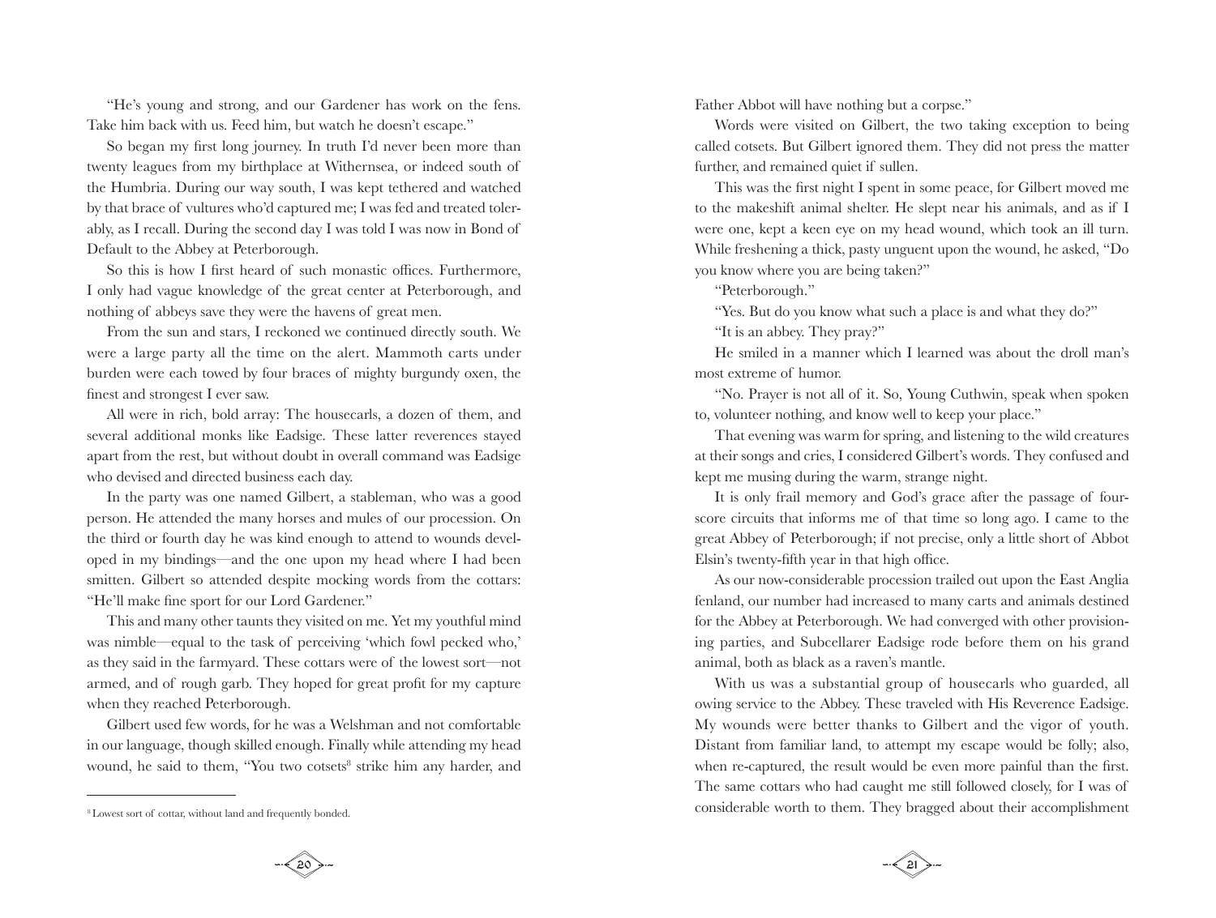"He's young and strong, and our Gardener has work on the fens. Take him back with us. Feed him, but watch he doesn't escape."

So began my first long journey. In truth I'd never been more than twenty leagues from my birthplace at Withernsea, or indeed south of the Humbria. During our way south, I was kept tethered and watched by that brace of vultures who'd captured me; I was fed and treated tolerably, as I recall. During the second day I was told I was now in Bond of Default to the Abbey at Peterborough.

So this is how I first heard of such monastic offices. Furthermore, I only had vague knowledge of the great center at Peterborough, and nothing of abbeys save they were the havens of great men.

From the sun and stars, I reckoned we continued directly south. We were a large party all the time on the alert. Mammoth carts under burden were each towed by four braces of mighty burgundy oxen, the finest and strongest I ever saw.

All were in rich, bold array: The housecarls, a dozen of them, and several additional monks like Eadsige. These latter reverences stayed apart from the rest, but without doubt in overall command was Eadsige who devised and directed business each day.

In the party was one named Gilbert, a stableman, who was a good person. He attended the many horses and mules of our procession. On the third or fourth day he was kind enough to attend to wounds developed in my bindings—and the one upon my head where I had been smitten. Gilbert so attended despite mocking words from the cottars: "He'll make fine sport for our Lord Gardener."

This and many other taunts they visited on me. Yet my youthful mind was nimble—equal to the task of perceiving 'which fowl pecked who,' as they said in the farmyard. These cottars were of the lowest sort—not armed, and of rough garb. They hoped for great profit for my capture when they reached Peterborough.

Gilbert used few words, for he was a Welshman and not comfortable in our language, though skilled enough. Finally while attending my head wound, he said to them, "You two cotsets[8] strike him any harder, and Father Abbot will have nothing but a corpse."

Words were visited on Gilbert, the two taking exception to being called cotsets. But Gilbert ignored them. They did not press the matter further, and remained quiet if sullen.

This was the first night I spent in some peace, for Gilbert moved me to the makeshift animal shelter. He slept near his animals, and as if I were one, kept a keen eye on my head wound, which took an ill turn. While freshening a thick, pasty unguent upon the wound, he asked, "Do you know where you are being taken?"

"Peterborough."

"Yes. But do you know what such a place is and what they do?"

"It is an abbey. They pray?"

He smiled in a manner which I learned was about the droll man's most extreme of humor.

"No. Prayer is not all of it. So, Young Cuthwin, speak when spoken to, volunteer nothing, and know well to keep your place."

That evening was warm for spring, and listening to the wild creatures at their songs and cries, I considered Gilbert's words. They confused and kept me musing during the warm, strange night.

It is only frail memory and God's grace after the passage of four-score circuits that informs me of that time so long ago. I came to the great Abbey of Peterborough; if not precise, only a little short of Abbot Elsin's twenty-fifth year in that high office.

As our now-considerable procession trailed out upon the East Anglia fenland, our number had increased to many carts and animals destined for the Abbey at Peterborough. We had converged with other provisioning parties, and Subcellarer Eadsige rode before them on his grand animal, both as black as a raven's mantle.

With us was a substantial group of housecarls who guarded, all owing service to the Abbey. These traveled with His Reverence Eadsige. My wounds were better thanks to Gilbert and the vigor of youth. Distant from familiar land, to attempt my escape would be folly; also, when re-captured, the result would be even more painful than the first. The same cottars who had caught me still followed closely, for I was of considerable worth to them. They bragged about their accomplishment

---

[8] Lowest sort of cottar, without land and frequently bonded.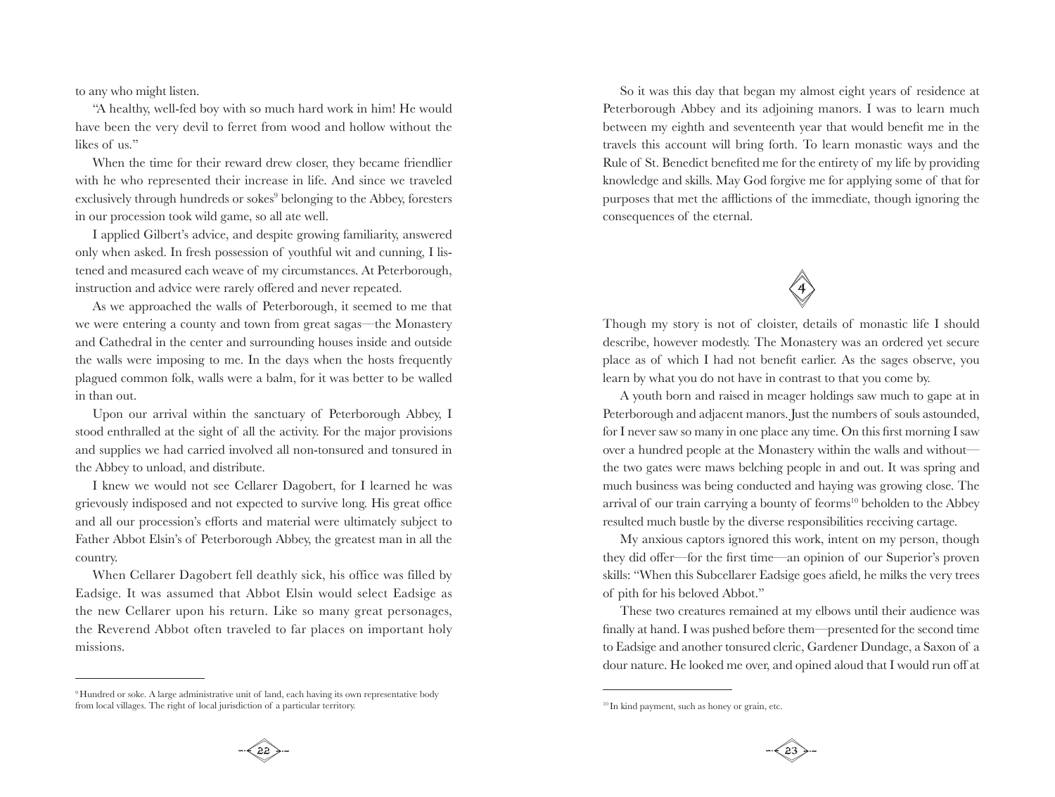to any who might listen.

"A healthy, well-fed boy with so much hard work in him! He would have been the very devil to ferret from wood and hollow without the likes of us."

When the time for their reward drew closer, they became friendlier with he who represented their increase in life. And since we traveled exclusively through hundreds or sokes[9] belonging to the Abbey, foresters in our procession took wild game, so all ate well.

I applied Gilbert's advice, and despite growing familiarity, answered only when asked. In fresh possession of youthful wit and cunning, I listened and measured each weave of my circumstances. At Peterborough, instruction and advice were rarely offered and never repeated.

As we approached the walls of Peterborough, it seemed to me that we were entering a county and town from great sagas—the Monastery and Cathedral in the center and surrounding houses inside and outside the walls were imposing to me. In the days when the hosts frequently plagued common folk, walls were a balm, for it was better to be walled in than out.

Upon our arrival within the sanctuary of Peterborough Abbey, I stood enthralled at the sight of all the activity. For the major provisions and supplies we had carried involved all non-tonsured and tonsured in the Abbey to unload, and distribute.

I knew we would not see Cellarer Dagobert, for I learned he was grievously indisposed and not expected to survive long. His great office and all our procession's efforts and material were ultimately subject to Father Abbot Elsin's of Peterborough Abbey, the greatest man in all the country.

When Cellarer Dagobert fell deathly sick, his office was filled by Eadsige. It was assumed that Abbot Elsin would select Eadsige as the new Cellarer upon his return. Like so many great personages, the Reverend Abbot often traveled to far places on important holy missions.

[9] Hundred or soke. A large administrative unit of land, each having its own representative body from local villages. The right of local jurisdiction of a particular territory.

So it was this day that began my almost eight years of residence at Peterborough Abbey and its adjoining manors. I was to learn much between my eighth and seventeenth year that would benefit me in the travels this account will bring forth. To learn monastic ways and the Rule of St. Benedict benefited me for the entirety of my life by providing knowledge and skills. May God forgive me for applying some of that for purposes that met the afflictions of the immediate, though ignoring the consequences of the eternal.

## 4

Though my story is not of cloister, details of monastic life I should describe, however modestly. The Monastery was an ordered yet secure place as of which I had not benefit earlier. As the sages observe, you learn by what you do not have in contrast to that you come by.

A youth born and raised in meager holdings saw much to gape at in Peterborough and adjacent manors. Just the numbers of souls astounded, for I never saw so many in one place any time. On this first morning I saw over a hundred people at the Monastery within the walls and without—the two gates were maws belching people in and out. It was spring and much business was being conducted and haying was growing close. The arrival of our train carrying a bounty of feorms[10] beholden to the Abbey resulted much bustle by the diverse responsibilities receiving cartage.

My anxious captors ignored this work, intent on my person, though they did offer—for the first time—an opinion of our Superior's proven skills: "When this Subcellarer Eadsige goes afield, he milks the very trees of pith for his beloved Abbot."

These two creatures remained at my elbows until their audience was finally at hand. I was pushed before them—presented for the second time to Eadsige and another tonsured cleric, Gardener Dundage, a Saxon of a dour nature. He looked me over, and opined aloud that I would run off at

[10] In kind payment, such as honey or grain, etc.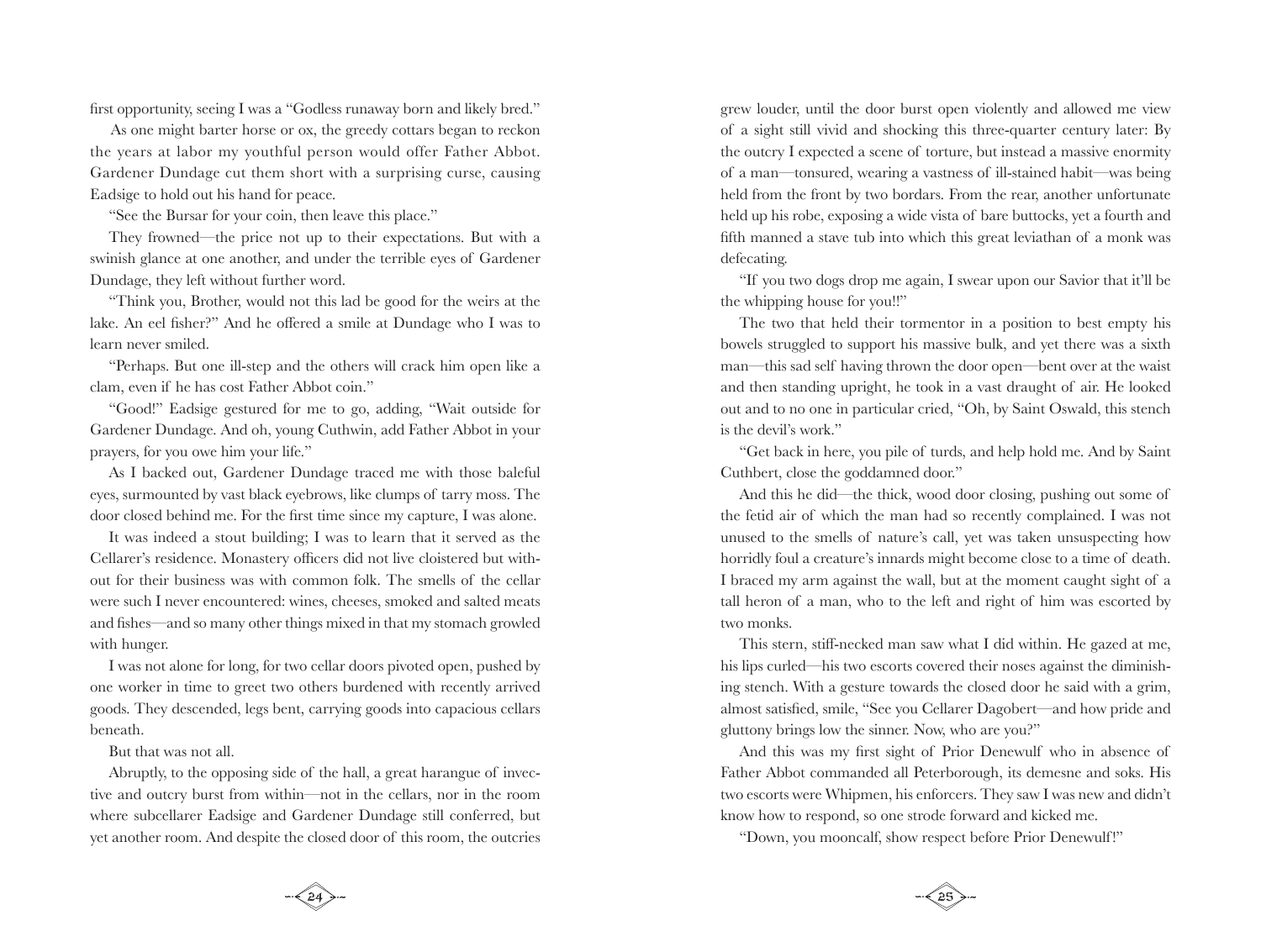first opportunity, seeing I was a "Godless runaway born and likely bred."

As one might barter horse or ox, the greedy cottars began to reckon the years at labor my youthful person would offer Father Abbot. Gardener Dundage cut them short with a surprising curse, causing Eadsige to hold out his hand for peace.

"See the Bursar for your coin, then leave this place."

They frowned—the price not up to their expectations. But with a swinish glance at one another, and under the terrible eyes of Gardener Dundage, they left without further word.

"Think you, Brother, would not this lad be good for the weirs at the lake. An eel fisher?" And he offered a smile at Dundage who I was to learn never smiled.

"Perhaps. But one ill-step and the others will crack him open like a clam, even if he has cost Father Abbot coin."

"Good!" Eadsige gestured for me to go, adding, "Wait outside for Gardener Dundage. And oh, young Cuthwin, add Father Abbot in your prayers, for you owe him your life."

As I backed out, Gardener Dundage traced me with those baleful eyes, surmounted by vast black eyebrows, like clumps of tarry moss. The door closed behind me. For the first time since my capture, I was alone.

It was indeed a stout building; I was to learn that it served as the Cellarer's residence. Monastery officers did not live cloistered but without for their business was with common folk. The smells of the cellar were such I never encountered: wines, cheeses, smoked and salted meats and fishes—and so many other things mixed in that my stomach growled with hunger.

I was not alone for long, for two cellar doors pivoted open, pushed by one worker in time to greet two others burdened with recently arrived goods. They descended, legs bent, carrying goods into capacious cellars beneath.

But that was not all.

Abruptly, to the opposing side of the hall, a great harangue of invective and outcry burst from within—not in the cellars, nor in the room where subcellarer Eadsige and Gardener Dundage still conferred, but yet another room. And despite the closed door of this room, the outcries grew louder, until the door burst open violently and allowed me view of a sight still vivid and shocking this three-quarter century later: By the outcry I expected a scene of torture, but instead a massive enormity of a man—tonsured, wearing a vastness of ill-stained habit—was being held from the front by two bordars. From the rear, another unfortunate held up his robe, exposing a wide vista of bare buttocks, yet a fourth and fifth manned a stave tub into which this great leviathan of a monk was defecating.

"If you two dogs drop me again, I swear upon our Savior that it'll be the whipping house for you!!"

The two that held their tormentor in a position to best empty his bowels struggled to support his massive bulk, and yet there was a sixth man—this sad self having thrown the door open—bent over at the waist and then standing upright, he took in a vast draught of air. He looked out and to no one in particular cried, "Oh, by Saint Oswald, this stench is the devil's work."

"Get back in here, you pile of turds, and help hold me. And by Saint Cuthbert, close the goddamned door."

And this he did—the thick, wood door closing, pushing out some of the fetid air of which the man had so recently complained. I was not unused to the smells of nature's call, yet was taken unsuspecting how horridly foul a creature's innards might become close to a time of death. I braced my arm against the wall, but at the moment caught sight of a tall heron of a man, who to the left and right of him was escorted by two monks.

This stern, stiff-necked man saw what I did within. He gazed at me, his lips curled—his two escorts covered their noses against the diminishing stench. With a gesture towards the closed door he said with a grim, almost satisfied, smile, "See you Cellarer Dagobert—and how pride and gluttony brings low the sinner. Now, who are you?"

And this was my first sight of Prior Denewulf who in absence of Father Abbot commanded all Peterborough, its demesne and soks. His two escorts were Whipmen, his enforcers. They saw I was new and didn't know how to respond, so one strode forward and kicked me.

"Down, you mooncalf, show respect before Prior Denewulf!"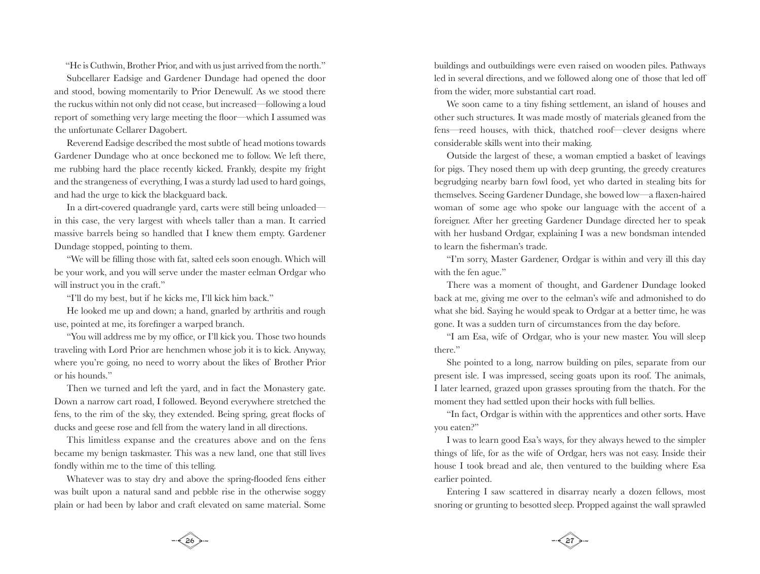"He is Cuthwin, Brother Prior, and with us just arrived from the north."

Subcellarer Eadsige and Gardener Dundage had opened the door and stood, bowing momentarily to Prior Denewulf. As we stood there the ruckus within not only did not cease, but increased—following a loud report of something very large meeting the floor—which I assumed was the unfortunate Cellarer Dagobert.

Reverend Eadsige described the most subtle of head motions towards Gardener Dundage who at once beckoned me to follow. We left there, me rubbing hard the place recently kicked. Frankly, despite my fright and the strangeness of everything, I was a sturdy lad used to hard goings, and had the urge to kick the blackguard back.

In a dirt-covered quadrangle yard, carts were still being unloaded—in this case, the very largest with wheels taller than a man. It carried massive barrels being so handled that I knew them empty. Gardener Dundage stopped, pointing to them.

"We will be filling those with fat, salted eels soon enough. Which will be your work, and you will serve under the master eelman Ordgar who will instruct you in the craft."

"I'll do my best, but if he kicks me, I'll kick him back."

He looked me up and down; a hand, gnarled by arthritis and rough use, pointed at me, its forefinger a warped branch.

"You will address me by my office, or I'll kick you. Those two hounds traveling with Lord Prior are henchmen whose job it is to kick. Anyway, where you're going, no need to worry about the likes of Brother Prior or his hounds."

Then we turned and left the yard, and in fact the Monastery gate. Down a narrow cart road, I followed. Beyond everywhere stretched the fens, to the rim of the sky, they extended. Being spring, great flocks of ducks and geese rose and fell from the watery land in all directions.

This limitless expanse and the creatures above and on the fens became my benign taskmaster. This was a new land, one that still lives fondly within me to the time of this telling.

Whatever was to stay dry and above the spring-flooded fens either was built upon a natural sand and pebble rise in the otherwise soggy plain or had been by labor and craft elevated on same material. Some buildings and outbuildings were even raised on wooden piles. Pathways led in several directions, and we followed along one of those that led off from the wider, more substantial cart road.

We soon came to a tiny fishing settlement, an island of houses and other such structures. It was made mostly of materials gleaned from the fens—reed houses, with thick, thatched roof—clever designs where considerable skills went into their making.

Outside the largest of these, a woman emptied a basket of leavings for pigs. They nosed them up with deep grunting, the greedy creatures begrudging nearby barn fowl food, yet who darted in stealing bits for themselves. Seeing Gardener Dundage, she bowed low—a flaxen-haired woman of some age who spoke our language with the accent of a foreigner. After her greeting Gardener Dundage directed her to speak with her husband Ordgar, explaining I was a new bondsman intended to learn the fisherman's trade.

"I'm sorry, Master Gardener, Ordgar is within and very ill this day with the fen ague."

There was a moment of thought, and Gardener Dundage looked back at me, giving me over to the eelman's wife and admonished to do what she bid. Saying he would speak to Ordgar at a better time, he was gone. It was a sudden turn of circumstances from the day before.

"I am Esa, wife of Ordgar, who is your new master. You will sleep there."

She pointed to a long, narrow building on piles, separate from our present isle. I was impressed, seeing goats upon its roof. The animals, I later learned, grazed upon grasses sprouting from the thatch. For the moment they had settled upon their hocks with full bellies.

"In fact, Ordgar is within with the apprentices and other sorts. Have you eaten?"

I was to learn good Esa's ways, for they always hewed to the simpler things of life, for as the wife of Ordgar, hers was not easy. Inside their house I took bread and ale, then ventured to the building where Esa earlier pointed.

Entering I saw scattered in disarray nearly a dozen fellows, most snoring or grunting to besotted sleep. Propped against the wall sprawled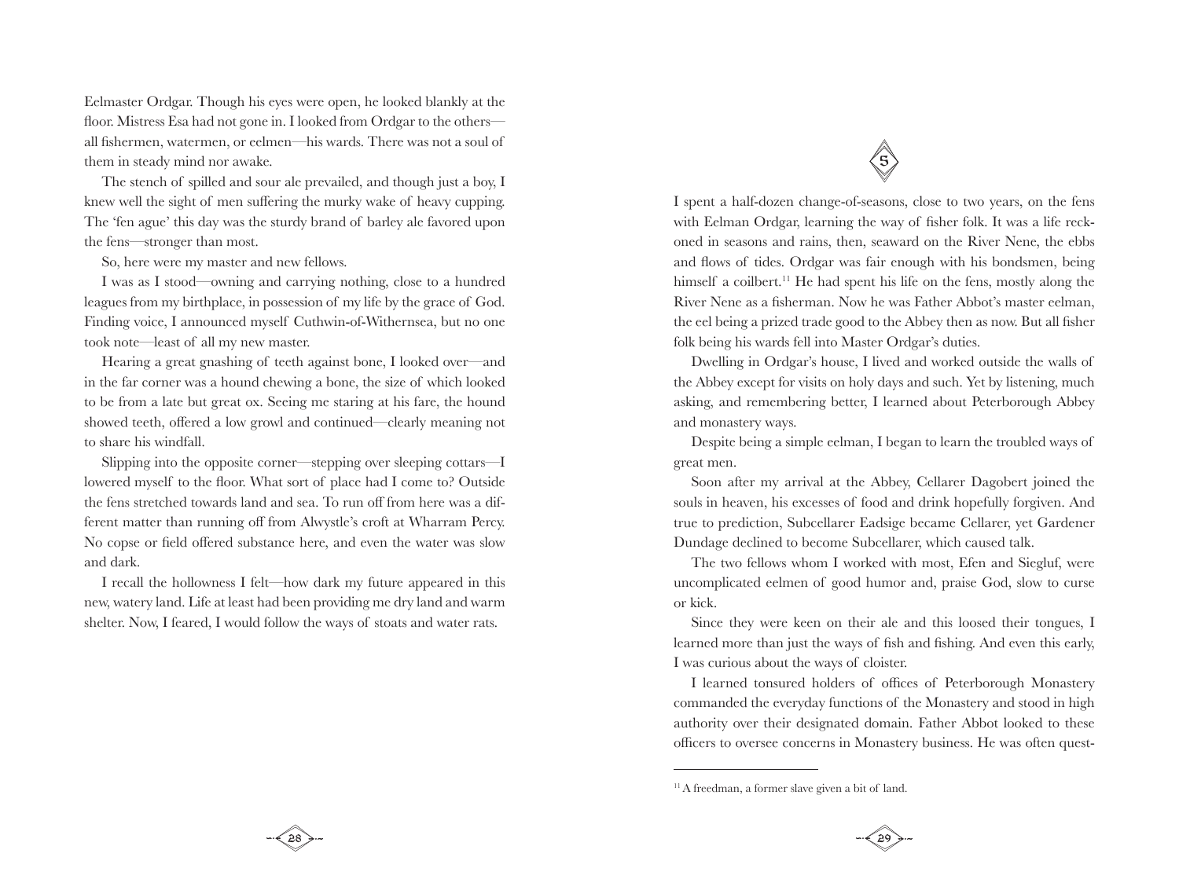Eelmaster Ordgar. Though his eyes were open, he looked blankly at the floor. Mistress Esa had not gone in. I looked from Ordgar to the others—all fishermen, watermen, or eelmen—his wards. There was not a soul of them in steady mind nor awake.

The stench of spilled and sour ale prevailed, and though just a boy, I knew well the sight of men suffering the murky wake of heavy cupping. The 'fen ague' this day was the sturdy brand of barley ale favored upon the fens—stronger than most.

So, here were my master and new fellows.

I was as I stood—owning and carrying nothing, close to a hundred leagues from my birthplace, in possession of my life by the grace of God. Finding voice, I announced myself Cuthwin-of-Withernsea, but no one took note—least of all my new master.

Hearing a great gnashing of teeth against bone, I looked over—and in the far corner was a hound chewing a bone, the size of which looked to be from a late but great ox. Seeing me staring at his fare, the hound showed teeth, offered a low growl and continued—clearly meaning not to share his windfall.

Slipping into the opposite corner—stepping over sleeping cottars—I lowered myself to the floor. What sort of place had I come to? Outside the fens stretched towards land and sea. To run off from here was a different matter than running off from Alwystle's croft at Wharram Percy. No copse or field offered substance here, and even the water was slow and dark.

I recall the hollowness I felt—how dark my future appeared in this new, watery land. Life at least had been providing me dry land and warm shelter. Now, I feared, I would follow the ways of stoats and water rats.

## 5

I spent a half-dozen change-of-seasons, close to two years, on the fens with Eelman Ordgar, learning the way of fisher folk. It was a life reckoned in seasons and rains, then, seaward on the River Nene, the ebbs and flows of tides. Ordgar was fair enough with his bondsmen, being himself a coilbert.[11] He had spent his life on the fens, mostly along the River Nene as a fisherman. Now he was Father Abbot's master eelman, the eel being a prized trade good to the Abbey then as now. But all fisher folk being his wards fell into Master Ordgar's duties.

Dwelling in Ordgar's house, I lived and worked outside the walls of the Abbey except for visits on holy days and such. Yet by listening, much asking, and remembering better, I learned about Peterborough Abbey and monastery ways.

Despite being a simple eelman, I began to learn the troubled ways of great men.

Soon after my arrival at the Abbey, Cellarer Dagobert joined the souls in heaven, his excesses of food and drink hopefully forgiven. And true to prediction, Subcellarer Eadsige became Cellarer, yet Gardener Dundage declined to become Subcellarer, which caused talk.

The two fellows whom I worked with most, Efen and Siegluf, were uncomplicated eelmen of good humor and, praise God, slow to curse or kick.

Since they were keen on their ale and this loosed their tongues, I learned more than just the ways of fish and fishing. And even this early, I was curious about the ways of cloister.

I learned tonsured holders of offices of Peterborough Monastery commanded the everyday functions of the Monastery and stood in high authority over their designated domain. Father Abbot looked to these officers to oversee concerns in Monastery business. He was often quest-

[11] A freedman, a former slave given a bit of land.